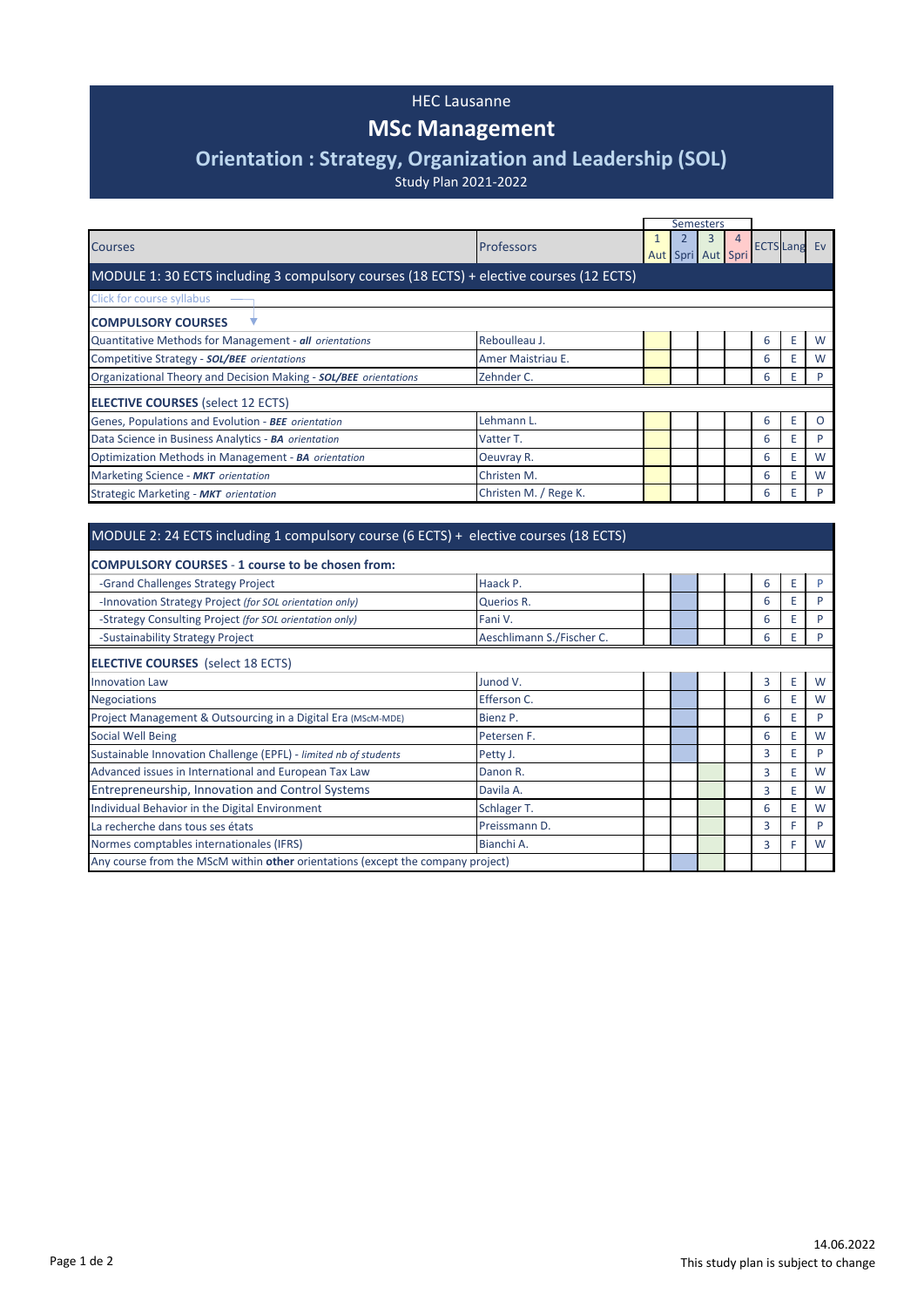HEC Lausanne

# MSc Management

## Orientation : Strategy, Organization and Leadership (SOL)

Study Plan 2021-2022

| Courses | Professors | Semesters 1 Aut | 2 Spri | 3 Aut | 4 Spri | ECTS | Lang | Ev |
|---|---|---|---|---|---|---|---|---|
| **MODULE 1: 30 ECTS including 3 compulsory courses (18 ECTS) + elective courses (12 ECTS)** | | | | | | | | |
| Click for course syllabus | | | | | | | | |
| **COMPULSORY COURSES** | | | | | | | | |
| Quantitative Methods for Management - ***all*** *orientations* | Reboulleau J. | | | | | 6 | E | W |
| Competitive Strategy - ***SOL/BEE*** *orientations* | Amer Maistriau E. | | | | | 6 | E | W |
| Organizational Theory and Decision Making - ***SOL/BEE*** *orientations* | Zehnder C. | | | | | 6 | E | P |
| **ELECTIVE COURSES** (select 12 ECTS) | | | | | | | | |
| Genes, Populations and Evolution - ***BEE*** *orientation* | Lehmann L. | | | | | 6 | E | O |
| Data Science in Business Analytics - ***BA*** *orientation* | Vatter T. | | | | | 6 | E | P |
| Optimization Methods in Management - ***BA*** *orientation* | Oeuvray R. | | | | | 6 | E | W |
| Marketing Science - ***MKT*** *orientation* | Christen M. | | | | | 6 | E | W |
| Strategic Marketing - ***MKT*** *orientation* | Christen M. / Rege K. | | | | | 6 | E | P |

| Courses | Professors | 1 Aut | 2 Spri | 3 Aut | 4 Spri | ECTS | Lang | Ev |
|---|---|---|---|---|---|---|---|---|
| **MODULE 2: 24 ECTS including 1 compulsory course (6 ECTS) + elective courses (18 ECTS)** | | | | | | | | |
| **COMPULSORY COURSES - 1 course to be chosen from:** | | | | | | | | |
| -Grand Challenges Strategy Project | Haack P. | | | | | 6 | E | P |
| -Innovation Strategy Project *(for SOL orientation only)* | Querios R. | | | | | 6 | E | P |
| -Strategy Consulting Project *(for SOL orientation only)* | Fani V. | | | | | 6 | E | P |
| -Sustainability Strategy Project | Aeschlimann S./Fischer C. | | | | | 6 | E | P |
| **ELECTIVE COURSES** (select 18 ECTS) | | | | | | | | |
| Innovation Law | Junod V. | | | | | 3 | E | W |
| Negociations | Efferson C. | | | | | 6 | E | W |
| Project Management & Outsourcing in a Digital Era (MScM-MDE) | Bienz P. | | | | | 6 | E | P |
| Social Well Being | Petersen F. | | | | | 6 | E | W |
| Sustainable Innovation Challenge (EPFL) - *limited nb of students* | Petty J. | | | | | 3 | E | P |
| Advanced issues in International and European Tax Law | Danon R. | | | | | 3 | E | W |
| Entrepreneurship, Innovation and Control Systems | Davila A. | | | | | 3 | E | W |
| Individual Behavior in the Digital Environment | Schlager T. | | | | | 6 | E | W |
| La recherche dans tous ses états | Preissmann D. | | | | | 3 | F | P |
| Normes comptables internationales (IFRS) | Bianchi A. | | | | | 3 | F | W |
| Any course from the MScM within **other** orientations (except the company project) | | | | | | | | |

14.06.2022

This study plan is subject to change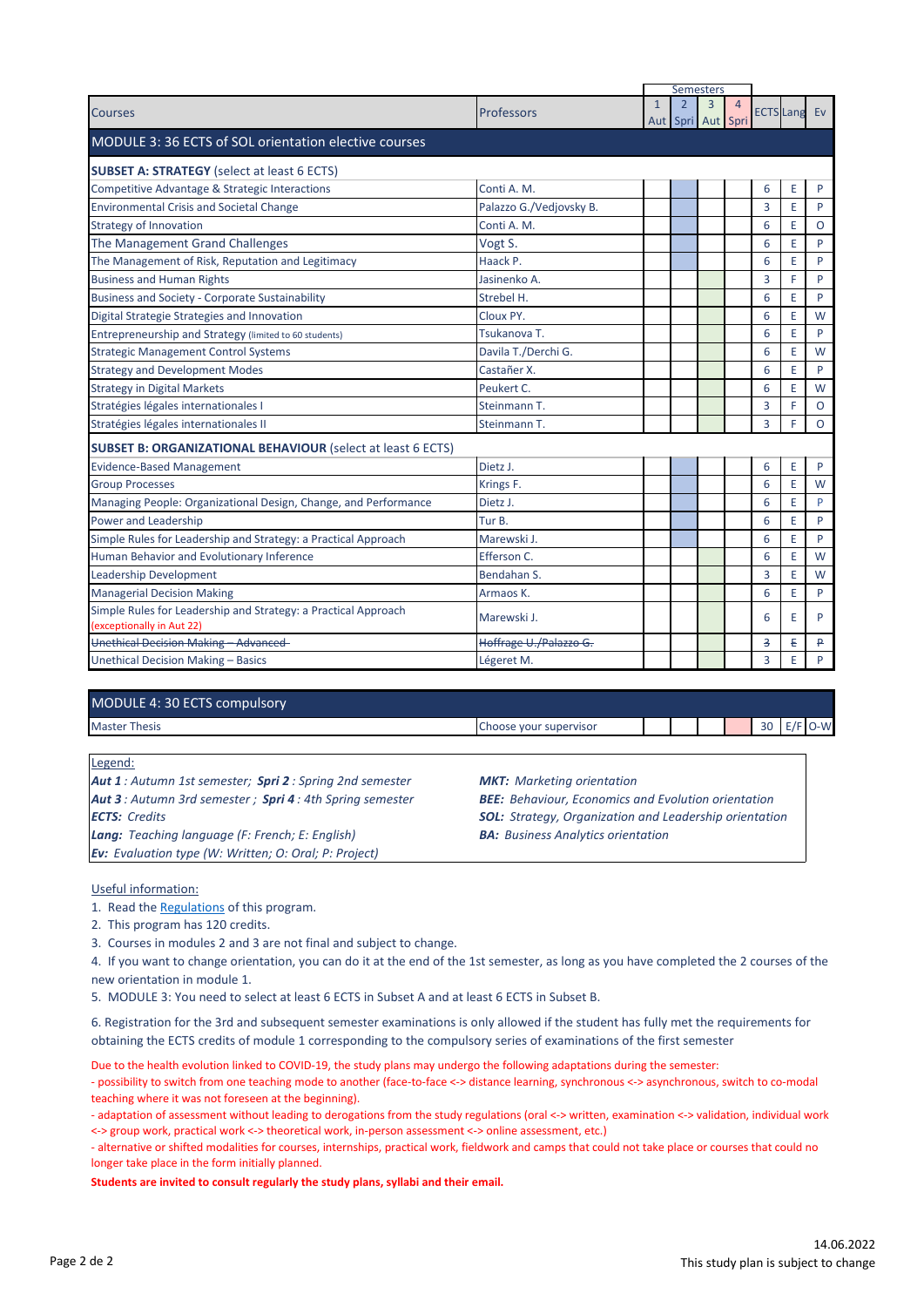| Courses | Professors | Semesters 1 Aut | 2 Spri | 3 Aut | 4 Spri | ECTS | Lang | Ev |
|---|---|---|---|---|---|---|---|---|
| **MODULE 3: 36 ECTS of SOL orientation elective courses** | | | | | | | | |
| **SUBSET A: STRATEGY** (select at least 6 ECTS) | | | | | | | | |
| Competitive Advantage & Strategic Interactions | Conti A. M. | | | | | 6 | E | P |
| Environmental Crisis and Societal Change | Palazzo G./Vedjovsky B. | | | | | 3 | E | P |
| Strategy of Innovation | Conti A. M. | | | | | 6 | E | O |
| The Management Grand Challenges | Vogt S. | | | | | 6 | E | P |
| The Management of Risk, Reputation and Legitimacy | Haack P. | | | | | 6 | E | P |
| Business and Human Rights | Jasinenko A. | | | | | 3 | F | P |
| Business and Society - Corporate Sustainability | Strebel H. | | | | | 6 | E | P |
| Digital Strategie Strategies and Innovation | Cloux PY. | | | | | 6 | E | W |
| Entrepreneurship and Strategy (limited to 60 students) | Tsukanova T. | | | | | 6 | E | P |
| Strategic Management Control Systems | Davila T./Derchi G. | | | | | 6 | E | W |
| Strategy and Development Modes | Castañer X. | | | | | 6 | E | P |
| Strategy in Digital Markets | Peukert C. | | | | | 6 | E | W |
| Stratégies légales internationales I | Steinmann T. | | | | | 3 | F | O |
| Stratégies légales internationales II | Steinmann T. | | | | | 3 | F | O |
| **SUBSET B: ORGANIZATIONAL BEHAVIOUR** (select at least 6 ECTS) | | | | | | | | |
| Evidence-Based Management | Dietz J. | | | | | 6 | E | P |
| Group Processes | Krings F. | | | | | 6 | E | W |
| Managing People: Organizational Design, Change, and Performance | Dietz J. | | | | | 6 | E | P |
| Power and Leadership | Tur B. | | | | | 6 | E | P |
| Simple Rules for Leadership and Strategy: a Practical Approach | Marewski J. | | | | | 6 | E | P |
| Human Behavior and Evolutionary Inference | Efferson C. | | | | | 6 | E | W |
| Leadership Development | Bendahan S. | | | | | 3 | E | W |
| Managerial Decision Making | Armaos K. | | | | | 6 | E | P |
| Simple Rules for Leadership and Strategy: a Practical Approach (exceptionally in Aut 22) | Marewski J. | | | | | 6 | E | P |
| ~~Unethical Decision Making – Advanced~~ | ~~Hoffrage U./Palazzo G.~~ | | | | | ~~3~~ | ~~E~~ | ~~P~~ |
| Unethical Decision Making – Basics | Légeret M. | | | | | 3 | E | P |

| | | | | | | | | |
|---|---|---|---|---|---|---|---|---|
| **MODULE 4: 30 ECTS compulsory** | | | | | | | | |
| Master Thesis | Choose your supervisor | | | | | 30 | E/F | O-W |

Legend:

*__Aut 1__ : Autumn 1st semester; __Spri 2__ : Spring 2nd semester*
*__Aut 3__ : Autumn 3rd semester ; __Spri 4__ : 4th Spring semester*
*__ECTS:__ Credits*
*__Lang:__ Teaching language (F: French; E: English)*
*__Ev:__ Evaluation type (W: Written; O: Oral; P: Project)*

*__MKT:__ Marketing orientation*
*__BEE:__ Behaviour, Economics and Evolution orientation*
*__SOL:__ Strategy, Organization and Leadership orientation*
*__BA:__ Business Analytics orientation*

Useful information:

1. Read the Regulations of this program.
2. This program has 120 credits.
3. Courses in modules 2 and 3 are not final and subject to change.
4. If you want to change orientation, you can do it at the end of the 1st semester, as long as you have completed the 2 courses of the new orientation in module 1.
5. MODULE 3: You need to select at least 6 ECTS in Subset A and at least 6 ECTS in Subset B.
6. Registration for the 3rd and subsequent semester examinations is only allowed if the student has fully met the requirements for obtaining the ECTS credits of module 1 corresponding to the compulsory series of examinations of the first semester

Due to the health evolution linked to COVID-19, the study plans may undergo the following adaptations during the semester:
- possibility to switch from one teaching mode to another (face-to-face <-> distance learning, synchronous <-> asynchronous, switch to co-modal teaching where it was not foreseen at the beginning).
- adaptation of assessment without leading to derogations from the study regulations (oral <-> written, examination <-> validation, individual work <-> group work, practical work <-> theoretical work, in-person assessment <-> online assessment, etc.)
- alternative or shifted modalities for courses, internships, practical work, fieldwork and camps that could not take place or courses that could no longer take place in the form initially planned.

**Students are invited to consult regularly the study plans, syllabi and their email.**

14.06.2022
This study plan is subject to change